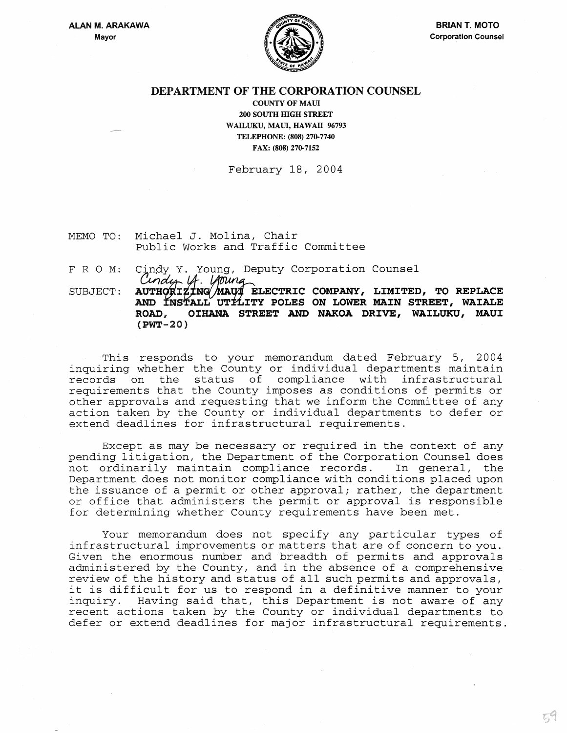**ALAN M. ARAKAWA**
Mayor

**BRIAN T. MOTO**
Corporation Counsel

# DEPARTMENT OF THE CORPORATION COUNSEL

**COUNTY OF MAUI**
**200 SOUTH HIGH STREET**
**WAILUKU, MAUI, HAWAII 96793**
**TELEPHONE: (808) 270-7740**
**FAX: (808) 270-7152**

February 18, 2004

MEMO TO: Michael J. Molina, Chair
Public Works and Traffic Committee

F R O M: Cindy Y. Young, Deputy Corporation Counsel

SUBJECT: **AUTHORIZING MAUI ELECTRIC COMPANY, LIMITED, TO REPLACE AND INSTALL UTILITY POLES ON LOWER MAIN STREET, WAIALE ROAD, OIHANA STREET AND NAKOA DRIVE, WAILUKU, MAUI (PWT-20)**

This responds to your memorandum dated February 5, 2004 inquiring whether the County or individual departments maintain records on the status of compliance with infrastructural requirements that the County imposes as conditions of permits or other approvals and requesting that we inform the Committee of any action taken by the County or individual departments to defer or extend deadlines for infrastructural requirements.

Except as may be necessary or required in the context of any pending litigation, the Department of the Corporation Counsel does not ordinarily maintain compliance records. In general, the Department does not monitor compliance with conditions placed upon the issuance of a permit or other approval; rather, the department or office that administers the permit or approval is responsible for determining whether County requirements have been met.

Your memorandum does not specify any particular types of infrastructural improvements or matters that are of concern to you. Given the enormous number and breadth of permits and approvals administered by the County, and in the absence of a comprehensive review of the history and status of all such permits and approvals, it is difficult for us to respond in a definitive manner to your inquiry. Having said that, this Department is not aware of any recent actions taken by the County or individual departments to defer or extend deadlines for major infrastructural requirements.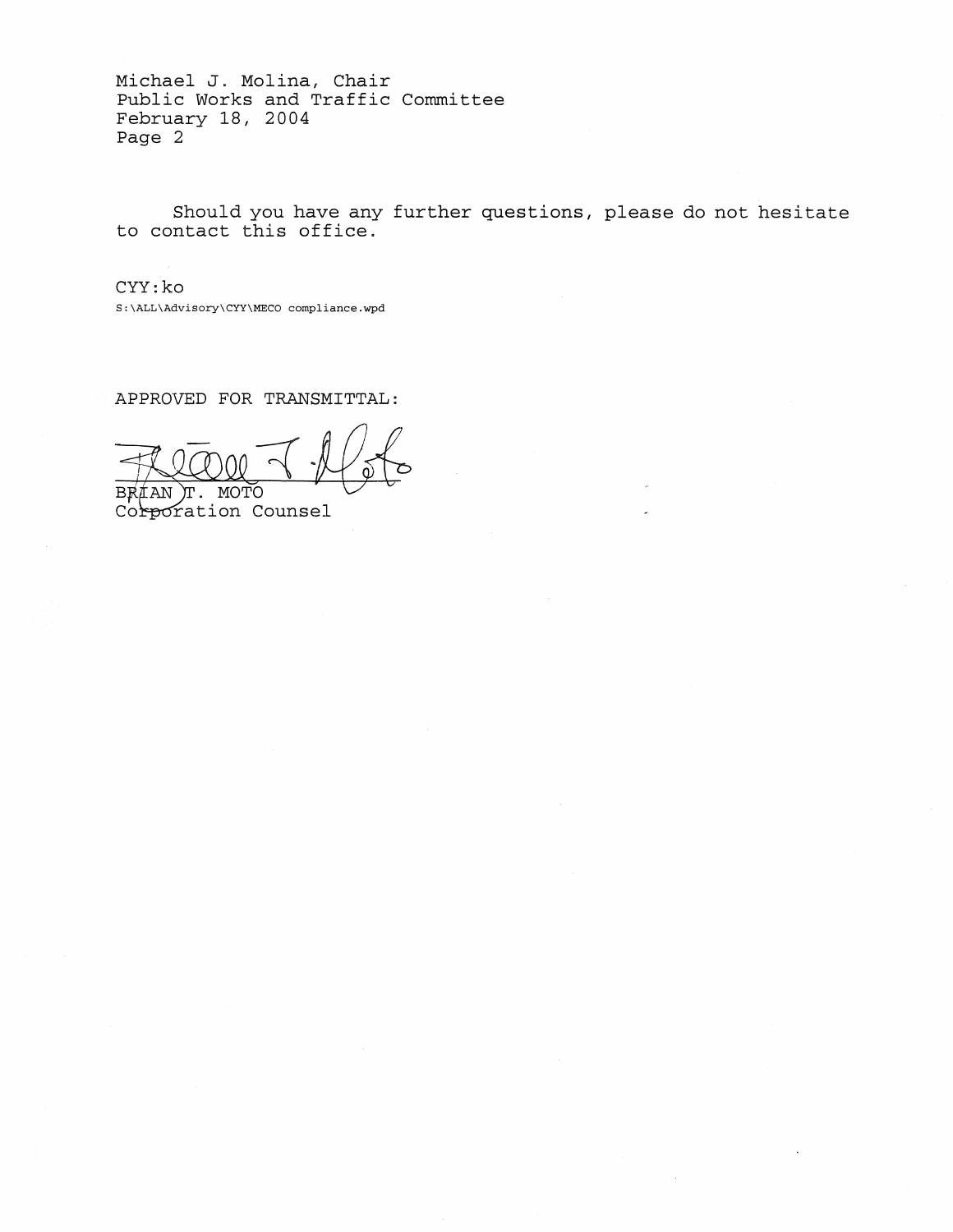Michael J. Molina, Chair
Public Works and Traffic Committee
February 18, 2004
Page 2

Should you have any further questions, please do not hesitate to contact this office.

CYY:ko
S:\ALL\Advisory\CYY\MECO compliance.wpd

APPROVED FOR TRANSMITTAL:

BRIAN T. MOTO
Corporation Counsel